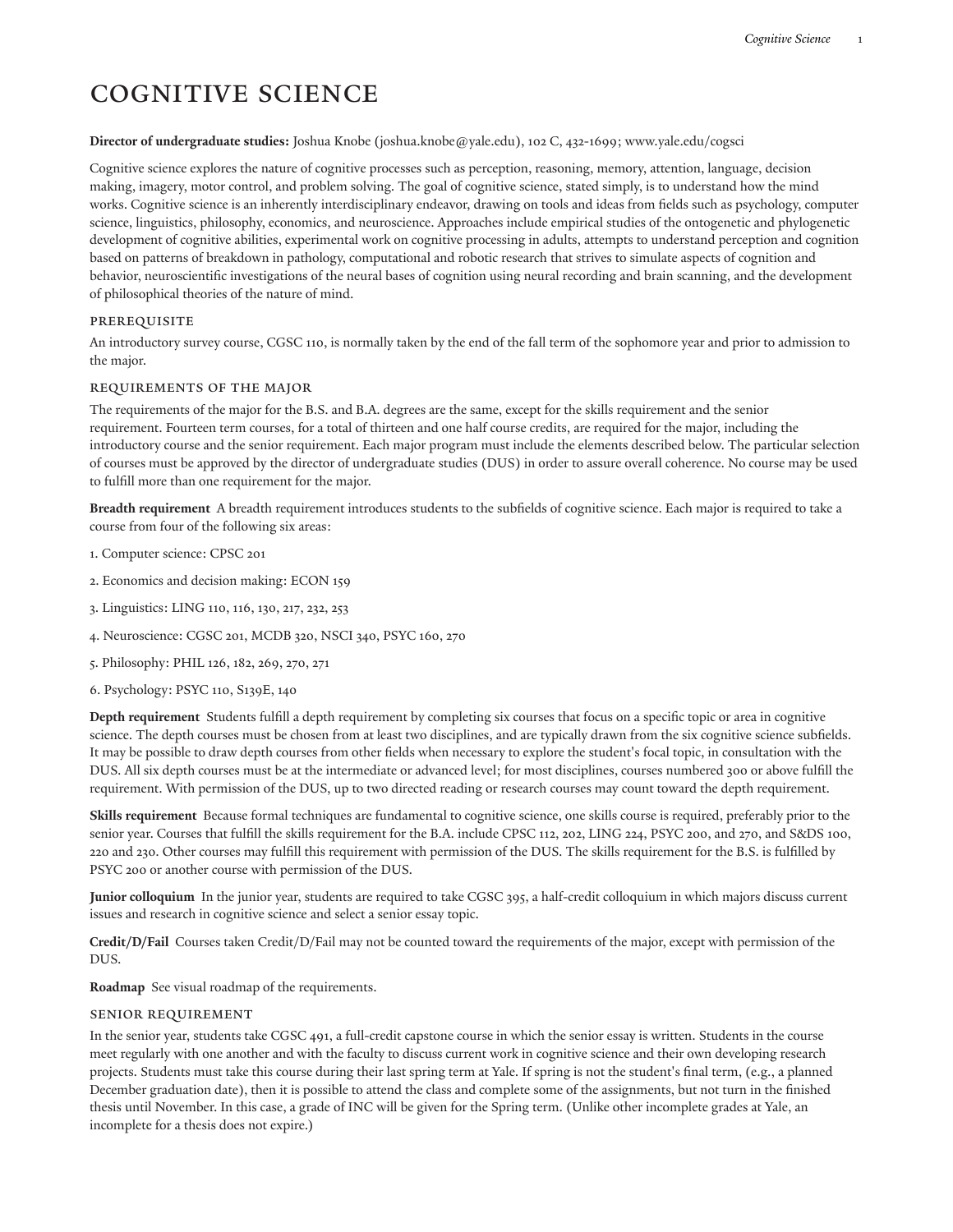# COGNITIVE SCIENCE

**Director of undergraduate studies:** Joshua Knobe (joshua.knobe@yale.edu), 102 C, 432-1699; www.yale.edu/cogsci

Cognitive science explores the nature of cognitive processes such as perception, reasoning, memory, attention, language, decision making, imagery, motor control, and problem solving. The goal of cognitive science, stated simply, is to understand how the mind works. Cognitive science is an inherently interdisciplinary endeavor, drawing on tools and ideas from fields such as psychology, computer science, linguistics, philosophy, economics, and neuroscience. Approaches include empirical studies of the ontogenetic and phylogenetic development of cognitive abilities, experimental work on cognitive processing in adults, attempts to understand perception and cognition based on patterns of breakdown in pathology, computational and robotic research that strives to simulate aspects of cognition and behavior, neuroscientific investigations of the neural bases of cognition using neural recording and brain scanning, and the development of philosophical theories of the nature of mind.

## PREREQUISITE

An introductory survey course, CGSC 110, is normally taken by the end of the fall term of the sophomore year and prior to admission to the major.

## REQUIREMENTS OF THE MAJOR

The requirements of the major for the B.S. and B.A. degrees are the same, except for the skills requirement and the senior requirement. Fourteen term courses, for a total of thirteen and one half course credits, are required for the major, including the introductory course and the senior requirement. Each major program must include the elements described below. The particular selection of courses must be approved by the director of undergraduate studies (DUS) in order to assure overall coherence. No course may be used to fulfill more than one requirement for the major.

**Breadth requirement** A breadth requirement introduces students to the subfields of cognitive science. Each major is required to take a course from four of the following six areas:

1. Computer science: CPSC 201
2. Economics and decision making: ECON 159
3. Linguistics: LING 110, 116, 130, 217, 232, 253
4. Neuroscience: CGSC 201, MCDB 320, NSCI 340, PSYC 160, 270
5. Philosophy: PHIL 126, 182, 269, 270, 271
6. Psychology: PSYC 110, S139E, 140

**Depth requirement** Students fulfill a depth requirement by completing six courses that focus on a specific topic or area in cognitive science. The depth courses must be chosen from at least two disciplines, and are typically drawn from the six cognitive science subfields. It may be possible to draw depth courses from other fields when necessary to explore the student's focal topic, in consultation with the DUS. All six depth courses must be at the intermediate or advanced level; for most disciplines, courses numbered 300 or above fulfill the requirement. With permission of the DUS, up to two directed reading or research courses may count toward the depth requirement.

**Skills requirement** Because formal techniques are fundamental to cognitive science, one skills course is required, preferably prior to the senior year. Courses that fulfill the skills requirement for the B.A. include CPSC 112, 202, LING 224, PSYC 200, and 270, and S&DS 100, 220 and 230. Other courses may fulfill this requirement with permission of the DUS. The skills requirement for the B.S. is fulfilled by PSYC 200 or another course with permission of the DUS.

**Junior colloquium** In the junior year, students are required to take CGSC 395, a half-credit colloquium in which majors discuss current issues and research in cognitive science and select a senior essay topic.

**Credit/D/Fail** Courses taken Credit/D/Fail may not be counted toward the requirements of the major, except with permission of the DUS.

**Roadmap** See visual roadmap of the requirements.

## SENIOR REQUIREMENT

In the senior year, students take CGSC 491, a full-credit capstone course in which the senior essay is written. Students in the course meet regularly with one another and with the faculty to discuss current work in cognitive science and their own developing research projects. Students must take this course during their last spring term at Yale. If spring is not the student's final term, (e.g., a planned December graduation date), then it is possible to attend the class and complete some of the assignments, but not turn in the finished thesis until November. In this case, a grade of INC will be given for the Spring term. (Unlike other incomplete grades at Yale, an incomplete for a thesis does not expire.)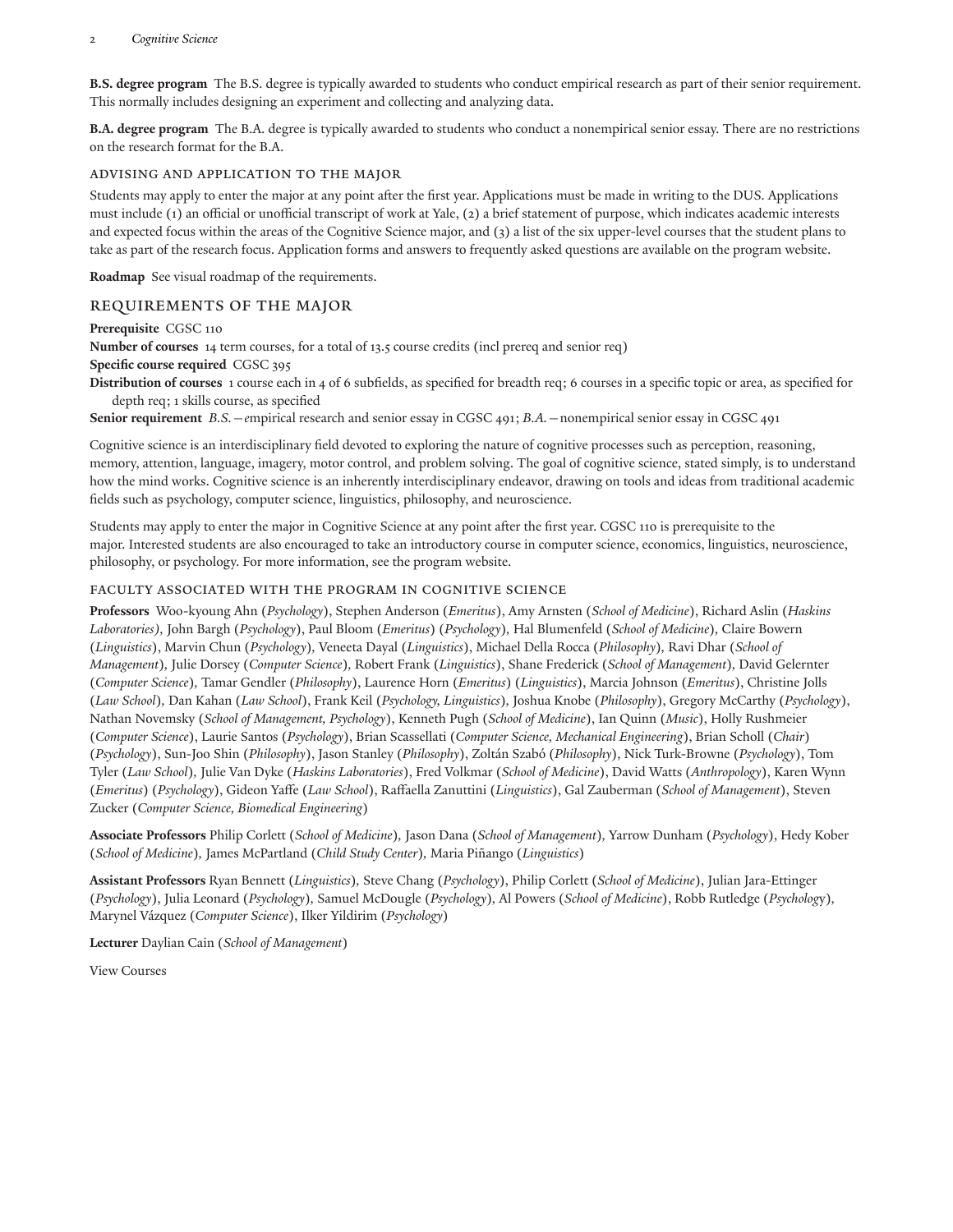**B.S. degree program** The B.S. degree is typically awarded to students who conduct empirical research as part of their senior requirement. This normally includes designing an experiment and collecting and analyzing data.

**B.A. degree program** The B.A. degree is typically awarded to students who conduct a nonempirical senior essay. There are no restrictions on the research format for the B.A.

### ADVISING AND APPLICATION TO THE MAJOR

Students may apply to enter the major at any point after the first year. Applications must be made in writing to the DUS. Applications must include (1) an official or unofficial transcript of work at Yale, (2) a brief statement of purpose, which indicates academic interests and expected focus within the areas of the Cognitive Science major, and (3) a list of the six upper-level courses that the student plans to take as part of the research focus. Application forms and answers to frequently asked questions are available on the program website.

**Roadmap** See visual roadmap of the requirements.

## REQUIREMENTS OF THE MAJOR

**Prerequisite** CGSC 110

**Number of courses** 14 term courses, for a total of 13.5 course credits (incl prereq and senior req)

**Specific course required** CGSC 395

**Distribution of courses** 1 course each in 4 of 6 subfields, as specified for breadth req; 6 courses in a specific topic or area, as specified for depth req; 1 skills course, as specified

**Senior requirement** *B.S.*—*e*mpirical research and senior essay in CGSC 491; *B.A.*—nonempirical senior essay in CGSC 491

Cognitive science is an interdisciplinary field devoted to exploring the nature of cognitive processes such as perception, reasoning, memory, attention, language, imagery, motor control, and problem solving. The goal of cognitive science, stated simply, is to understand how the mind works. Cognitive science is an inherently interdisciplinary endeavor, drawing on tools and ideas from traditional academic fields such as psychology, computer science, linguistics, philosophy, and neuroscience.

Students may apply to enter the major in Cognitive Science at any point after the first year. CGSC 110 is prerequisite to the major. Interested students are also encouraged to take an introductory course in computer science, economics, linguistics, neuroscience, philosophy, or psychology. For more information, see the program website.

### FACULTY ASSOCIATED WITH THE PROGRAM IN COGNITIVE SCIENCE

**Professors** Woo-kyoung Ahn (*Psychology*), Stephen Anderson (*Emeritus*), Amy Arnsten (*School of Medicine*), Richard Aslin (*Haskins Laboratories)*, John Bargh (*Psychology*), Paul Bloom (*Emeritus*) (*Psychology*), Hal Blumenfeld (*School of Medicine*), Claire Bowern (*Linguistics*), Marvin Chun (*Psychology*), Veneeta Dayal (*Linguistics*), Michael Della Rocca (*Philosophy*), Ravi Dhar (*School of Management*), Julie Dorsey (*Computer Science*), Robert Frank (*Linguistics*), Shane Frederick (*School of Management*), David Gelernter (*Computer Science*), Tamar Gendler (*Philosophy*), Laurence Horn (*Emeritus*) (*Linguistics*), Marcia Johnson (*Emeritus*), Christine Jolls (*Law School*), Dan Kahan (*Law School*), Frank Keil (*Psychology, Linguistics*), Joshua Knobe (*Philosophy*), Gregory McCarthy (*Psychology*), Nathan Novemsky (*School of Management, Psychology*), Kenneth Pugh (*School of Medicine*), Ian Quinn (*Music*), Holly Rushmeier (*Computer Science*), Laurie Santos (*Psychology*), Brian Scassellati (*Computer Science, Mechanical Engineering*), Brian Scholl (*Chair*) (*Psychology*), Sun-Joo Shin (*Philosophy*), Jason Stanley (*Philosophy*), Zoltán Szabó (*Philosophy*), Nick Turk-Browne (*Psychology*), Tom Tyler (*Law School*), Julie Van Dyke (*Haskins Laboratories*), Fred Volkmar (*School of Medicine*), David Watts (*Anthropology*), Karen Wynn (*Emeritus*) (*Psychology*), Gideon Yaffe (*Law School*), Raffaella Zanuttini (*Linguistics*), Gal Zauberman (*School of Management*), Steven Zucker (*Computer Science, Biomedical Engineering*)

**Associate Professors** Philip Corlett (*School of Medicine*), Jason Dana (*School of Management*), Yarrow Dunham (*Psychology*), Hedy Kober (*School of Medicine*), James McPartland (*Child Study Center*), Maria Piñango (*Linguistics*)

**Assistant Professors** Ryan Bennett (*Linguistics*), Steve Chang (*Psychology*), Philip Corlett (*School of Medicine*), Julian Jara-Ettinger (*Psychology*), Julia Leonard (*Psychology*), Samuel McDougle (*Psychology*), Al Powers (*School of Medicine*), Robb Rutledge (*Psychology*), Marynel Vázquez (*Computer Science*), Ilker Yildirim (*Psychology*)

**Lecturer** Daylian Cain (*School of Management*)

View Courses